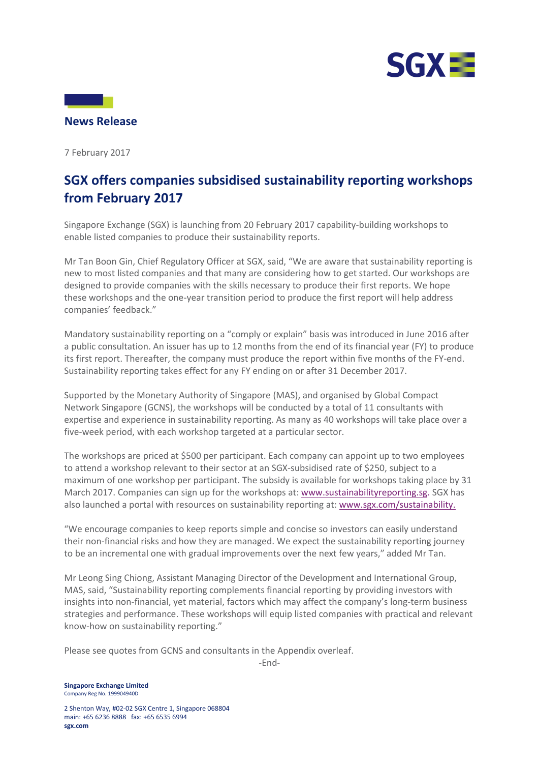**News Release**

7 February 2017

# SGX offers companies subsidised sustainability reporting workshops from February 2017

Singapore Exchange (SGX) is launching from 20 February 2017 capability-building workshops to enable listed companies to produce their sustainability reports.

Mr Tan Boon Gin, Chief Regulatory Officer at SGX, said, "We are aware that sustainability reporting is new to most listed companies and that many are considering how to get started. Our workshops are designed to provide companies with the skills necessary to produce their first reports. We hope these workshops and the one-year transition period to produce the first report will help address companies' feedback."

Mandatory sustainability reporting on a "comply or explain" basis was introduced in June 2016 after a public consultation. An issuer has up to 12 months from the end of its financial year (FY) to produce its first report. Thereafter, the company must produce the report within five months of the FY-end. Sustainability reporting takes effect for any FY ending on or after 31 December 2017.

Supported by the Monetary Authority of Singapore (MAS), and organised by Global Compact Network Singapore (GCNS), the workshops will be conducted by a total of 11 consultants with expertise and experience in sustainability reporting. As many as 40 workshops will take place over a five-week period, with each workshop targeted at a particular sector.

The workshops are priced at $500 per participant. Each company can appoint up to two employees to attend a workshop relevant to their sector at an SGX-subsidised rate of $250, subject to a maximum of one workshop per participant. The subsidy is available for workshops taking place by 31 March 2017. Companies can sign up for the workshops at: www.sustainabilityreporting.sg. SGX has also launched a portal with resources on sustainability reporting at: www.sgx.com/sustainability.

"We encourage companies to keep reports simple and concise so investors can easily understand their non-financial risks and how they are managed. We expect the sustainability reporting journey to be an incremental one with gradual improvements over the next few years," added Mr Tan.

Mr Leong Sing Chiong, Assistant Managing Director of the Development and International Group, MAS, said, "Sustainability reporting complements financial reporting by providing investors with insights into non-financial, yet material, factors which may affect the company's long-term business strategies and performance. These workshops will equip listed companies with practical and relevant know-how on sustainability reporting."

Please see quotes from GCNS and consultants in the Appendix overleaf.

-End-

**Singapore Exchange Limited**
Company Reg No. 199904940D

2 Shenton Way, #02-02 SGX Centre 1, Singapore 068804
main: +65 6236 8888 fax: +65 6535 6994
**sgx.com**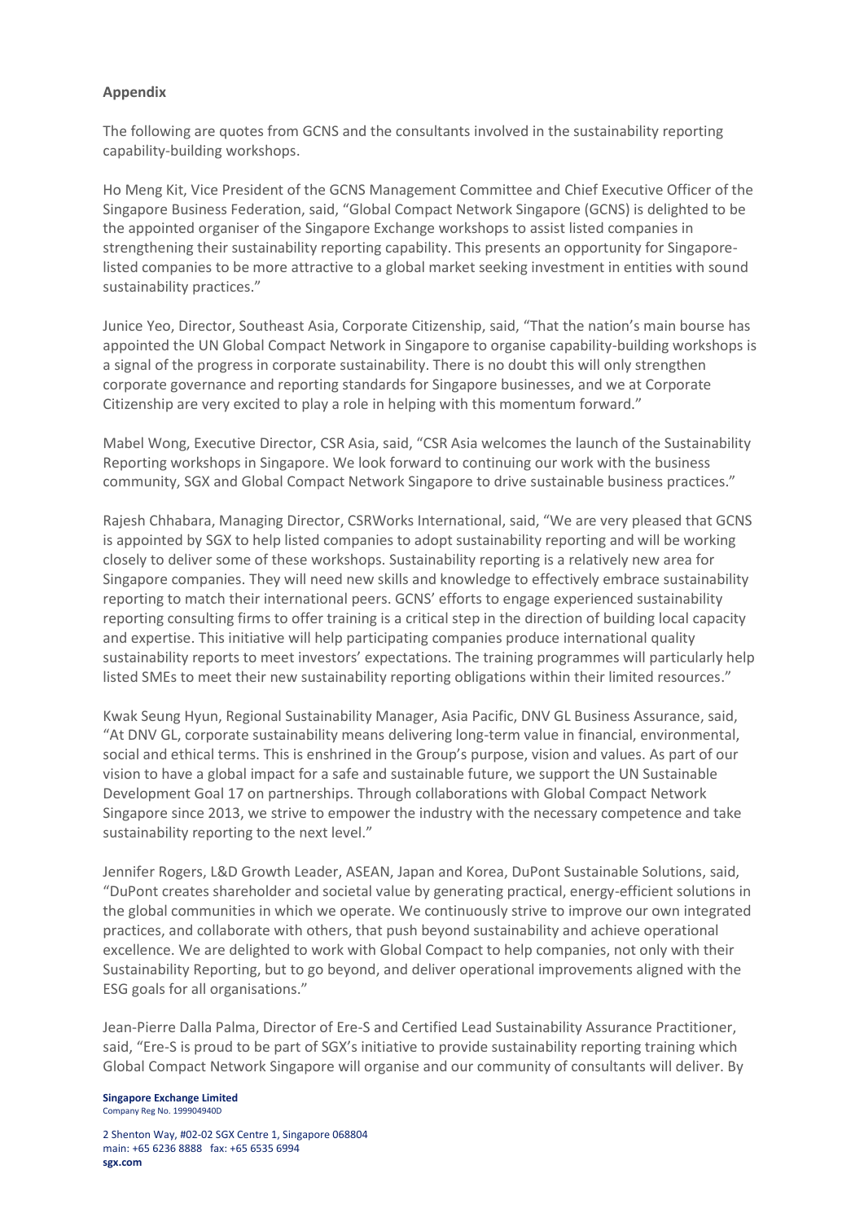**Appendix**

The following are quotes from GCNS and the consultants involved in the sustainability reporting capability-building workshops.

Ho Meng Kit, Vice President of the GCNS Management Committee and Chief Executive Officer of the Singapore Business Federation, said, "Global Compact Network Singapore (GCNS) is delighted to be the appointed organiser of the Singapore Exchange workshops to assist listed companies in strengthening their sustainability reporting capability. This presents an opportunity for Singapore-listed companies to be more attractive to a global market seeking investment in entities with sound sustainability practices."

Junice Yeo, Director, Southeast Asia, Corporate Citizenship, said, "That the nation's main bourse has appointed the UN Global Compact Network in Singapore to organise capability-building workshops is a signal of the progress in corporate sustainability. There is no doubt this will only strengthen corporate governance and reporting standards for Singapore businesses, and we at Corporate Citizenship are very excited to play a role in helping with this momentum forward."

Mabel Wong, Executive Director, CSR Asia, said, "CSR Asia welcomes the launch of the Sustainability Reporting workshops in Singapore. We look forward to continuing our work with the business community, SGX and Global Compact Network Singapore to drive sustainable business practices."

Rajesh Chhabara, Managing Director, CSRWorks International, said, "We are very pleased that GCNS is appointed by SGX to help listed companies to adopt sustainability reporting and will be working closely to deliver some of these workshops. Sustainability reporting is a relatively new area for Singapore companies. They will need new skills and knowledge to effectively embrace sustainability reporting to match their international peers. GCNS' efforts to engage experienced sustainability reporting consulting firms to offer training is a critical step in the direction of building local capacity and expertise. This initiative will help participating companies produce international quality sustainability reports to meet investors' expectations. The training programmes will particularly help listed SMEs to meet their new sustainability reporting obligations within their limited resources."

Kwak Seung Hyun, Regional Sustainability Manager, Asia Pacific, DNV GL Business Assurance, said, "At DNV GL, corporate sustainability means delivering long-term value in financial, environmental, social and ethical terms. This is enshrined in the Group's purpose, vision and values. As part of our vision to have a global impact for a safe and sustainable future, we support the UN Sustainable Development Goal 17 on partnerships. Through collaborations with Global Compact Network Singapore since 2013, we strive to empower the industry with the necessary competence and take sustainability reporting to the next level."

Jennifer Rogers, L&D Growth Leader, ASEAN, Japan and Korea, DuPont Sustainable Solutions, said, "DuPont creates shareholder and societal value by generating practical, energy-efficient solutions in the global communities in which we operate. We continuously strive to improve our own integrated practices, and collaborate with others, that push beyond sustainability and achieve operational excellence. We are delighted to work with Global Compact to help companies, not only with their Sustainability Reporting, but to go beyond, and deliver operational improvements aligned with the ESG goals for all organisations."

Jean-Pierre Dalla Palma, Director of Ere-S and Certified Lead Sustainability Assurance Practitioner, said, "Ere-S is proud to be part of SGX's initiative to provide sustainability reporting training which Global Compact Network Singapore will organise and our community of consultants will deliver. By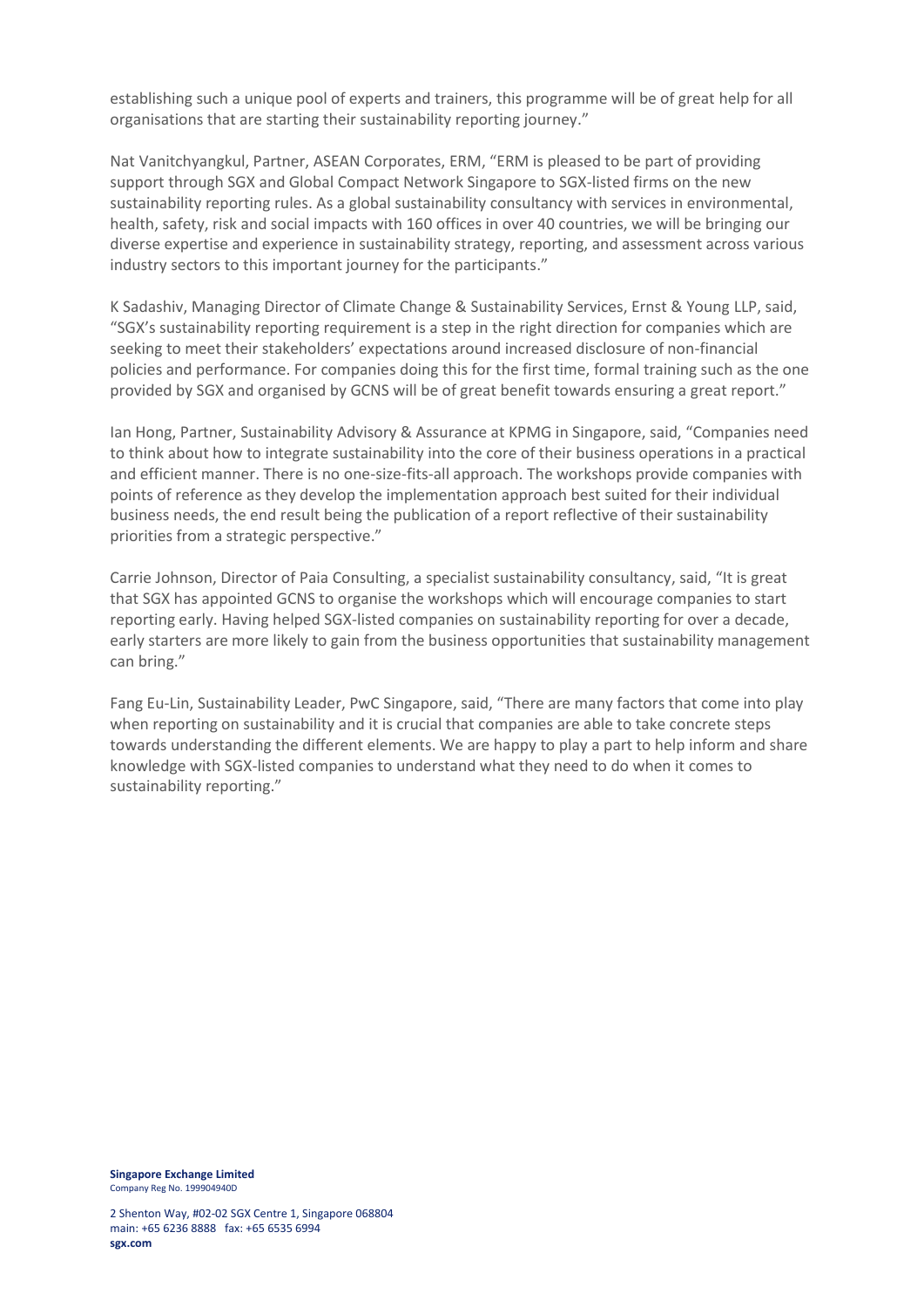establishing such a unique pool of experts and trainers, this programme will be of great help for all organisations that are starting their sustainability reporting journey."

Nat Vanitchyangkul, Partner, ASEAN Corporates, ERM, "ERM is pleased to be part of providing support through SGX and Global Compact Network Singapore to SGX-listed firms on the new sustainability reporting rules. As a global sustainability consultancy with services in environmental, health, safety, risk and social impacts with 160 offices in over 40 countries, we will be bringing our diverse expertise and experience in sustainability strategy, reporting, and assessment across various industry sectors to this important journey for the participants."

K Sadashiv, Managing Director of Climate Change & Sustainability Services, Ernst & Young LLP, said, "SGX's sustainability reporting requirement is a step in the right direction for companies which are seeking to meet their stakeholders' expectations around increased disclosure of non-financial policies and performance. For companies doing this for the first time, formal training such as the one provided by SGX and organised by GCNS will be of great benefit towards ensuring a great report."

Ian Hong, Partner, Sustainability Advisory & Assurance at KPMG in Singapore, said, "Companies need to think about how to integrate sustainability into the core of their business operations in a practical and efficient manner. There is no one-size-fits-all approach. The workshops provide companies with points of reference as they develop the implementation approach best suited for their individual business needs, the end result being the publication of a report reflective of their sustainability priorities from a strategic perspective."

Carrie Johnson, Director of Paia Consulting, a specialist sustainability consultancy, said, "It is great that SGX has appointed GCNS to organise the workshops which will encourage companies to start reporting early. Having helped SGX-listed companies on sustainability reporting for over a decade, early starters are more likely to gain from the business opportunities that sustainability management can bring."

Fang Eu-Lin, Sustainability Leader, PwC Singapore, said, "There are many factors that come into play when reporting on sustainability and it is crucial that companies are able to take concrete steps towards understanding the different elements. We are happy to play a part to help inform and share knowledge with SGX-listed companies to understand what they need to do when it comes to sustainability reporting."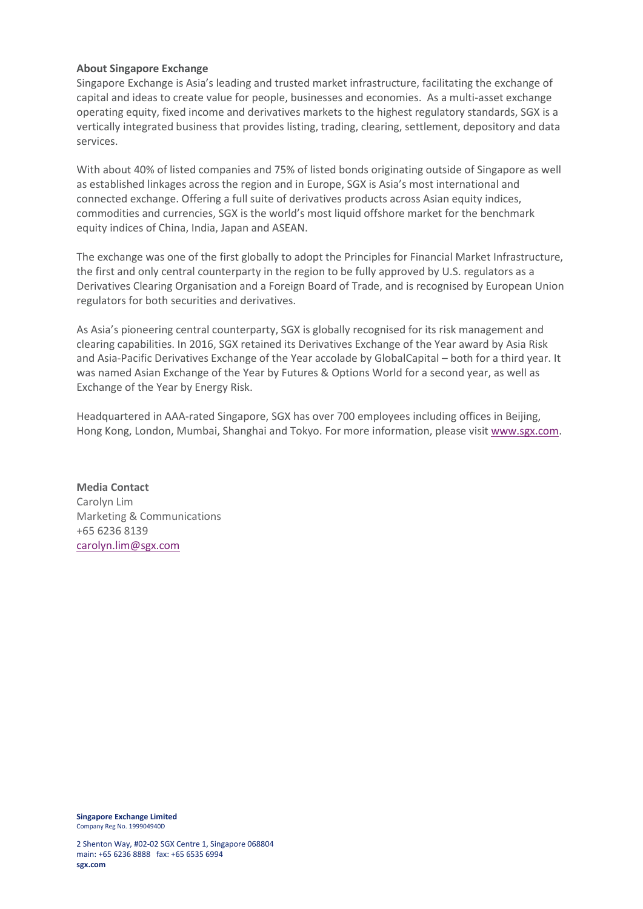**About Singapore Exchange**

Singapore Exchange is Asia's leading and trusted market infrastructure, facilitating the exchange of capital and ideas to create value for people, businesses and economies. As a multi-asset exchange operating equity, fixed income and derivatives markets to the highest regulatory standards, SGX is a vertically integrated business that provides listing, trading, clearing, settlement, depository and data services.

With about 40% of listed companies and 75% of listed bonds originating outside of Singapore as well as established linkages across the region and in Europe, SGX is Asia's most international and connected exchange. Offering a full suite of derivatives products across Asian equity indices, commodities and currencies, SGX is the world's most liquid offshore market for the benchmark equity indices of China, India, Japan and ASEAN.

The exchange was one of the first globally to adopt the Principles for Financial Market Infrastructure, the first and only central counterparty in the region to be fully approved by U.S. regulators as a Derivatives Clearing Organisation and a Foreign Board of Trade, and is recognised by European Union regulators for both securities and derivatives.

As Asia's pioneering central counterparty, SGX is globally recognised for its risk management and clearing capabilities. In 2016, SGX retained its Derivatives Exchange of the Year award by Asia Risk and Asia-Pacific Derivatives Exchange of the Year accolade by GlobalCapital – both for a third year. It was named Asian Exchange of the Year by Futures & Options World for a second year, as well as Exchange of the Year by Energy Risk.

Headquartered in AAA-rated Singapore, SGX has over 700 employees including offices in Beijing, Hong Kong, London, Mumbai, Shanghai and Tokyo. For more information, please visit www.sgx.com.

**Media Contact**
Carolyn Lim
Marketing & Communications
+65 6236 8139
carolyn.lim@sgx.com

**Singapore Exchange Limited**
Company Reg No. 199904940D

2 Shenton Way, #02-02 SGX Centre 1, Singapore 068804
main: +65 6236 8888 fax: +65 6535 6994
**sgx.com**